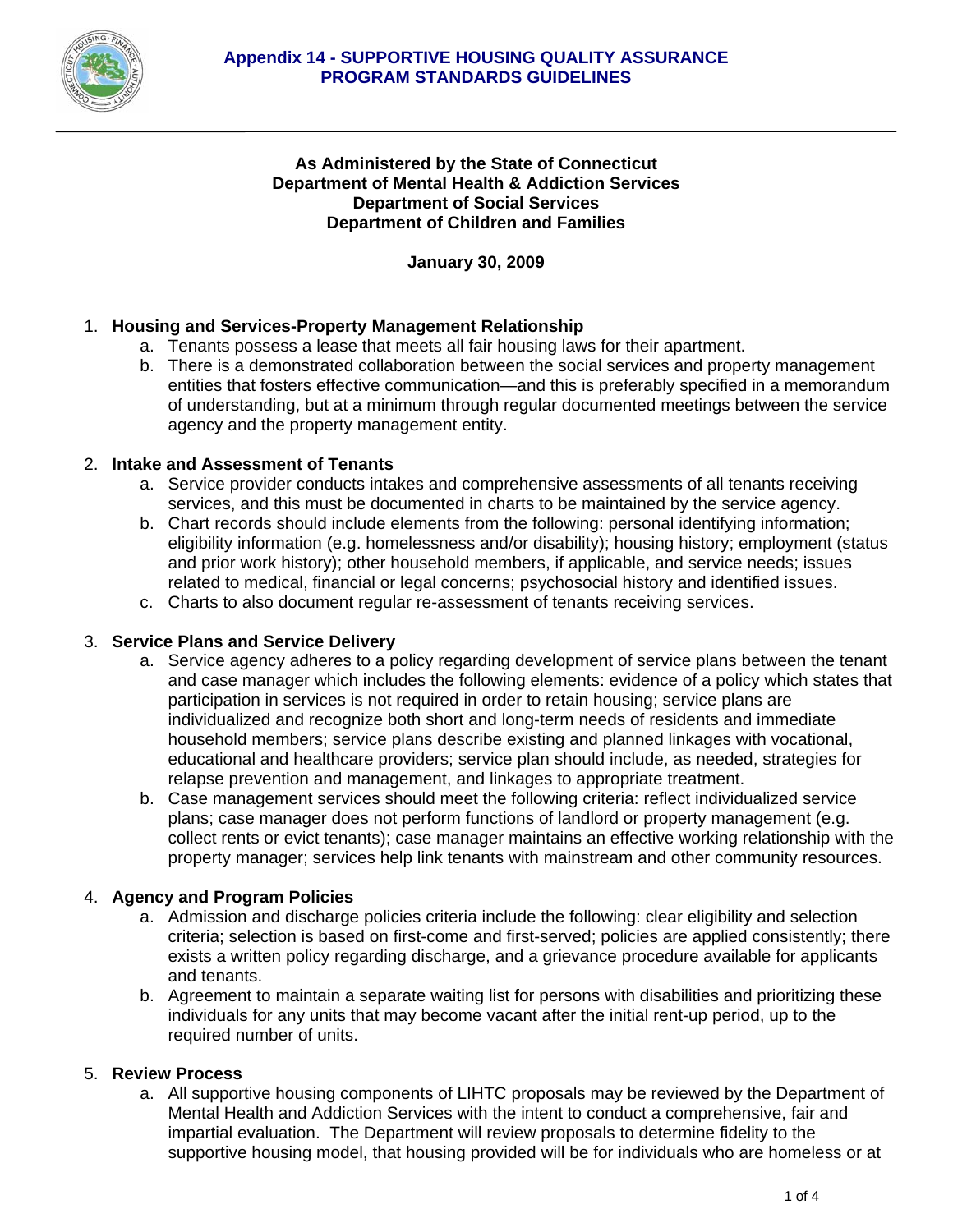# Appendix 14 - SUPPORTIVE HOUSING QUALITY ASSURANCE PROGRAM STANDARDS GUIDELINES

**As Administered by the State of Connecticut**
**Department of Mental Health & Addiction Services**
**Department of Social Services**
**Department of Children and Families**

**January 30, 2009**

1. **Housing and Services-Property Management Relationship**
    a. Tenants possess a lease that meets all fair housing laws for their apartment.
    b. There is a demonstrated collaboration between the social services and property management entities that fosters effective communication—and this is preferably specified in a memorandum of understanding, but at a minimum through regular documented meetings between the service agency and the property management entity.

2. **Intake and Assessment of Tenants**
    a. Service provider conducts intakes and comprehensive assessments of all tenants receiving services, and this must be documented in charts to be maintained by the service agency.
    b. Chart records should include elements from the following: personal identifying information; eligibility information (e.g. homelessness and/or disability); housing history; employment (status and prior work history); other household members, if applicable, and service needs; issues related to medical, financial or legal concerns; psychosocial history and identified issues.
    c. Charts to also document regular re-assessment of tenants receiving services.

3. **Service Plans and Service Delivery**
    a. Service agency adheres to a policy regarding development of service plans between the tenant and case manager which includes the following elements: evidence of a policy which states that participation in services is not required in order to retain housing; service plans are individualized and recognize both short and long-term needs of residents and immediate household members; service plans describe existing and planned linkages with vocational, educational and healthcare providers; service plan should include, as needed, strategies for relapse prevention and management, and linkages to appropriate treatment.
    b. Case management services should meet the following criteria: reflect individualized service plans; case manager does not perform functions of landlord or property management (e.g. collect rents or evict tenants); case manager maintains an effective working relationship with the property manager; services help link tenants with mainstream and other community resources.

4. **Agency and Program Policies**
    a. Admission and discharge policies criteria include the following: clear eligibility and selection criteria; selection is based on first-come and first-served; policies are applied consistently; there exists a written policy regarding discharge, and a grievance procedure available for applicants and tenants.
    b. Agreement to maintain a separate waiting list for persons with disabilities and prioritizing these individuals for any units that may become vacant after the initial rent-up period, up to the required number of units.

5. **Review Process**
    a. All supportive housing components of LIHTC proposals may be reviewed by the Department of Mental Health and Addiction Services with the intent to conduct a comprehensive, fair and impartial evaluation. The Department will review proposals to determine fidelity to the supportive housing model, that housing provided will be for individuals who are homeless or at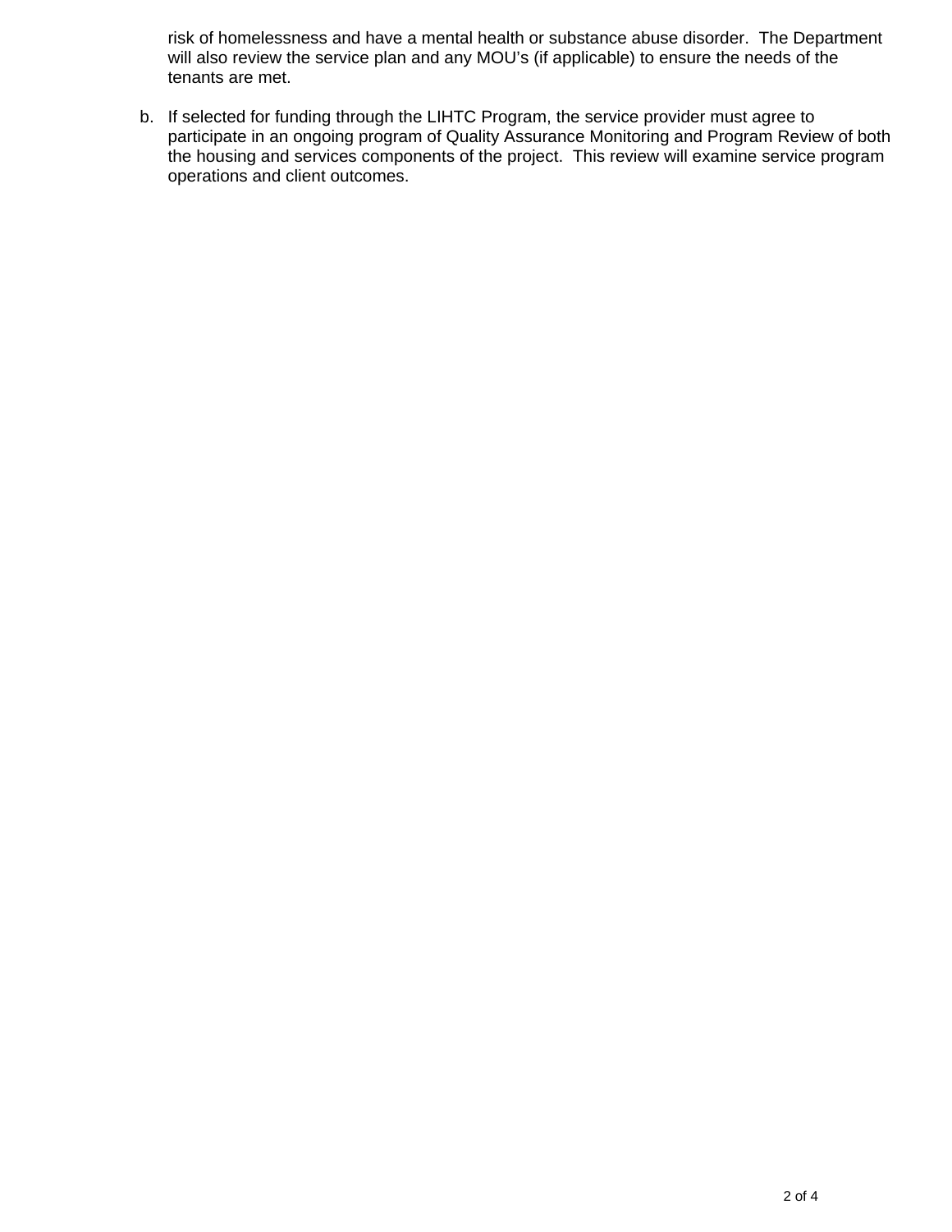risk of homelessness and have a mental health or substance abuse disorder. The Department will also review the service plan and any MOU's (if applicable) to ensure the needs of the tenants are met.

b. If selected for funding through the LIHTC Program, the service provider must agree to participate in an ongoing program of Quality Assurance Monitoring and Program Review of both the housing and services components of the project. This review will examine service program operations and client outcomes.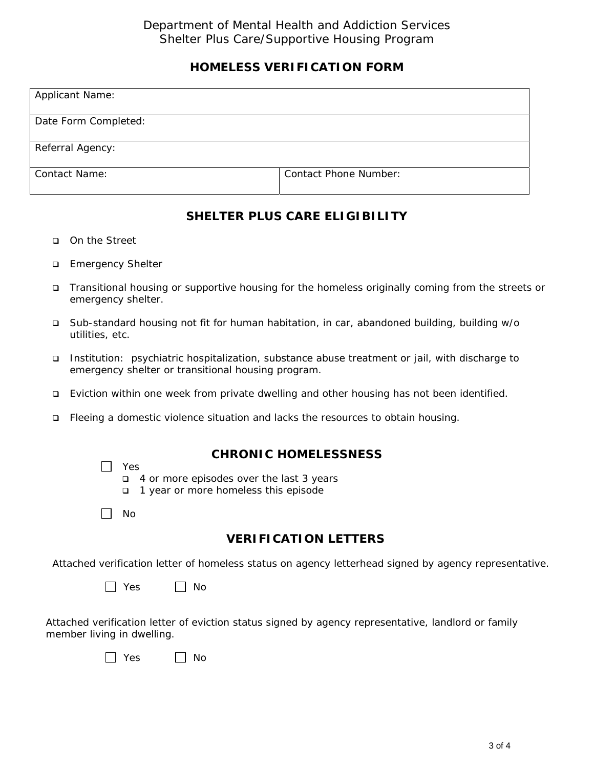Department of Mental Health and Addiction Services
Shelter Plus Care/Supportive Housing Program

## HOMELESS VERIFICATION FORM

| Applicant Name: | |
|---|---|
| Date Form Completed: | |
| Referral Agency: | |
| Contact Name: | Contact Phone Number: |

## SHELTER PLUS CARE ELIGIBILITY

- ☐ On the Street
- ☐ Emergency Shelter
- ☐ Transitional housing or supportive housing for the homeless originally coming from the streets or emergency shelter.
- ☐ Sub-standard housing not fit for human habitation, in car, abandoned building, building w/o utilities, etc.
- ☐ Institution: psychiatric hospitalization, substance abuse treatment or jail, with discharge to emergency shelter or transitional housing program.
- ☐ Eviction within one week from private dwelling and other housing has not been identified.
- ☐ Fleeing a domestic violence situation and lacks the resources to obtain housing.

## CHRONIC HOMELESSNESS

☐ Yes
- ☐ 4 or more episodes over the last 3 years
- ☐ 1 year or more homeless this episode

☐ No

## VERIFICATION LETTERS

Attached verification letter of homeless status on agency letterhead signed by agency representative.

☐ Yes ☐ No

Attached verification letter of eviction status signed by agency representative, landlord or family member living in dwelling.

☐ Yes ☐ No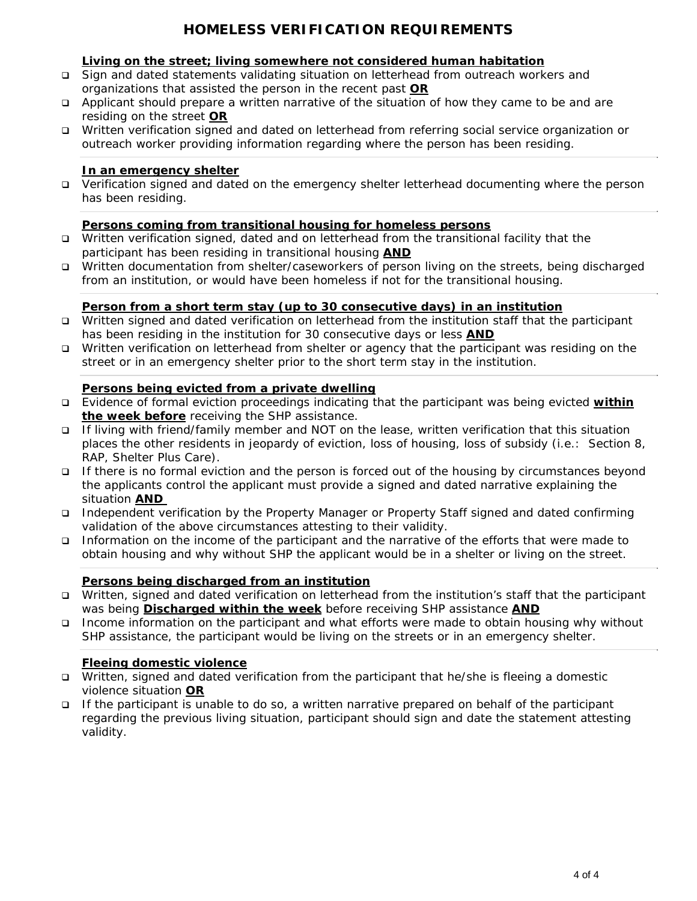# HOMELESS VERIFICATION REQUIREMENTS

**Living on the street; living somewhere not considered human habitation**

- Sign and dated statements validating situation on letterhead from outreach workers and organizations that assisted the person in the recent past **OR**
- Applicant should prepare a written narrative of the situation of how they came to be and are residing on the street **OR**
- Written verification signed and dated on letterhead from referring social service organization or outreach worker providing information regarding where the person has been residing.

**In an emergency shelter**

- Verification signed and dated on the emergency shelter letterhead documenting where the person has been residing.

**Persons coming from transitional housing for homeless persons**

- Written verification signed, dated and on letterhead from the transitional facility that the participant has been residing in transitional housing **AND**
- Written documentation from shelter/caseworkers of person living on the streets, being discharged from an institution, or would have been homeless if not for the transitional housing.

**Person from a short term stay (up to 30 consecutive days) in an institution**

- Written signed and dated verification on letterhead from the institution staff that the participant has been residing in the institution for 30 consecutive days or less **AND**
- Written verification on letterhead from shelter or agency that the participant was residing on the street or in an emergency shelter prior to the short term stay in the institution.

**Persons being evicted from a private dwelling**

- Evidence of formal eviction proceedings indicating that the participant was being evicted **within the week before** receiving the SHP assistance.
- If living with friend/family member and NOT on the lease, written verification that this situation places the other residents in jeopardy of eviction, loss of housing, loss of subsidy (i.e.: Section 8, RAP, Shelter Plus Care).
- If there is no formal eviction and the person is forced out of the housing by circumstances beyond the applicants control the applicant must provide a signed and dated narrative explaining the situation **AND**
- Independent verification by the Property Manager or Property Staff signed and dated confirming validation of the above circumstances attesting to their validity.
- Information on the income of the participant and the narrative of the efforts that were made to obtain housing and why without SHP the applicant would be in a shelter or living on the street.

**Persons being discharged from an institution**

- Written, signed and dated verification on letterhead from the institution's staff that the participant was being **Discharged within the week** before receiving SHP assistance **AND**
- Income information on the participant and what efforts were made to obtain housing why without SHP assistance, the participant would be living on the streets or in an emergency shelter.

**Fleeing domestic violence**

- Written, signed and dated verification from the participant that he/she is fleeing a domestic violence situation **OR**
- If the participant is unable to do so, a written narrative prepared on behalf of the participant regarding the previous living situation, participant should sign and date the statement attesting validity.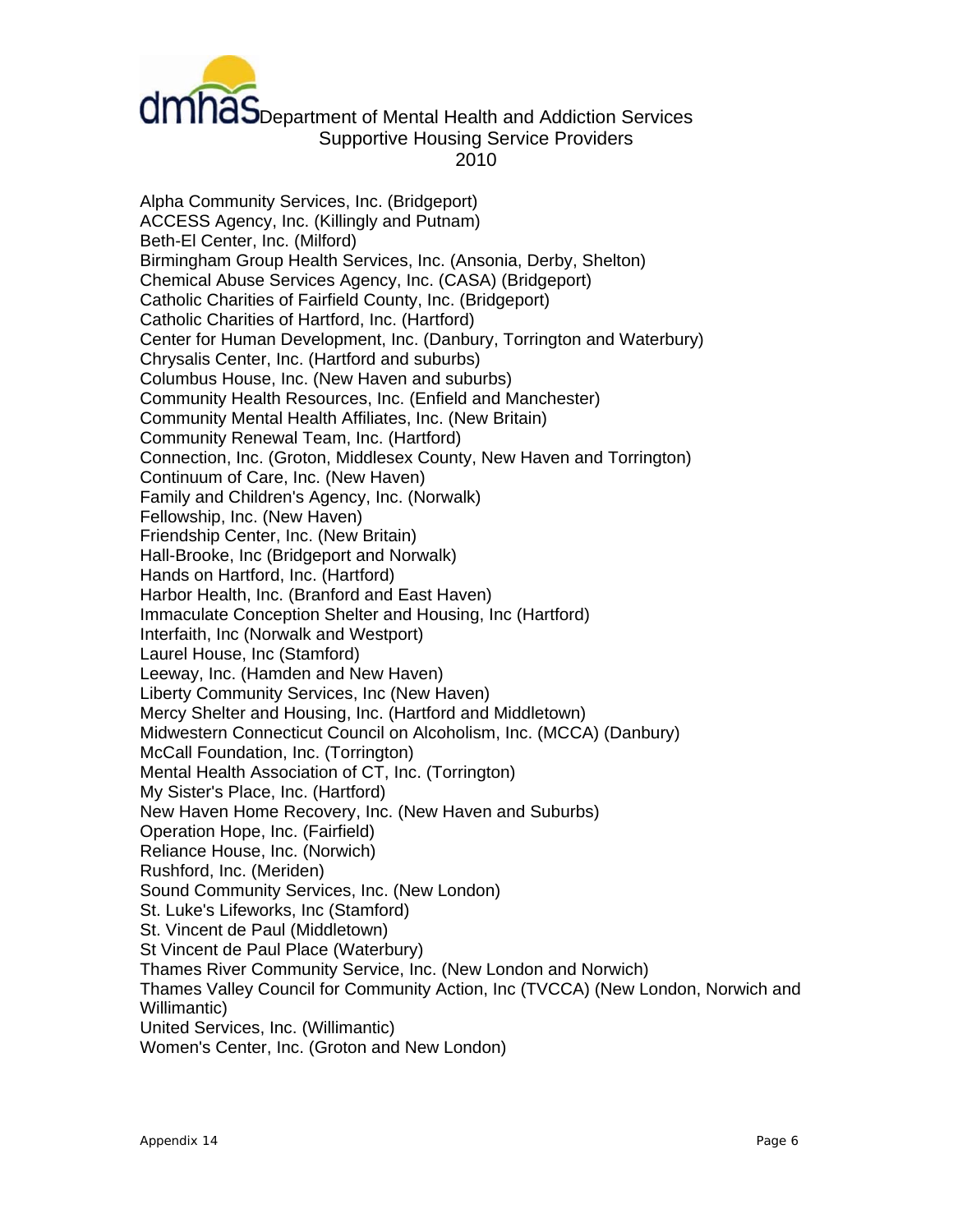dmhas Department of Mental Health and Addiction Services

# Supportive Housing Service Providers
# 2010

Alpha Community Services, Inc. (Bridgeport)
ACCESS Agency, Inc. (Killingly and Putnam)
Beth-El Center, Inc. (Milford)
Birmingham Group Health Services, Inc. (Ansonia, Derby, Shelton)
Chemical Abuse Services Agency, Inc. (CASA) (Bridgeport)
Catholic Charities of Fairfield County, Inc. (Bridgeport)
Catholic Charities of Hartford, Inc. (Hartford)
Center for Human Development, Inc. (Danbury, Torrington and Waterbury)
Chrysalis Center, Inc. (Hartford and suburbs)
Columbus House, Inc. (New Haven and suburbs)
Community Health Resources, Inc. (Enfield and Manchester)
Community Mental Health Affiliates, Inc. (New Britain)
Community Renewal Team, Inc. (Hartford)
Connection, Inc. (Groton, Middlesex County, New Haven and Torrington)
Continuum of Care, Inc. (New Haven)
Family and Children's Agency, Inc. (Norwalk)
Fellowship, Inc. (New Haven)
Friendship Center, Inc. (New Britain)
Hall-Brooke, Inc (Bridgeport and Norwalk)
Hands on Hartford, Inc. (Hartford)
Harbor Health, Inc. (Branford and East Haven)
Immaculate Conception Shelter and Housing, Inc (Hartford)
Interfaith, Inc (Norwalk and Westport)
Laurel House, Inc (Stamford)
Leeway, Inc. (Hamden and New Haven)
Liberty Community Services, Inc (New Haven)
Mercy Shelter and Housing, Inc. (Hartford and Middletown)
Midwestern Connecticut Council on Alcoholism, Inc. (MCCA) (Danbury)
McCall Foundation, Inc. (Torrington)
Mental Health Association of CT, Inc. (Torrington)
My Sister's Place, Inc. (Hartford)
New Haven Home Recovery, Inc. (New Haven and Suburbs)
Operation Hope, Inc. (Fairfield)
Reliance House, Inc. (Norwich)
Rushford, Inc. (Meriden)
Sound Community Services, Inc. (New London)
St. Luke's Lifeworks, Inc (Stamford)
St. Vincent de Paul (Middletown)
St Vincent de Paul Place (Waterbury)
Thames River Community Service, Inc. (New London and Norwich)
Thames Valley Council for Community Action, Inc (TVCCA) (New London, Norwich and Willimantic)
United Services, Inc. (Willimantic)
Women's Center, Inc. (Groton and New London)

Appendix 14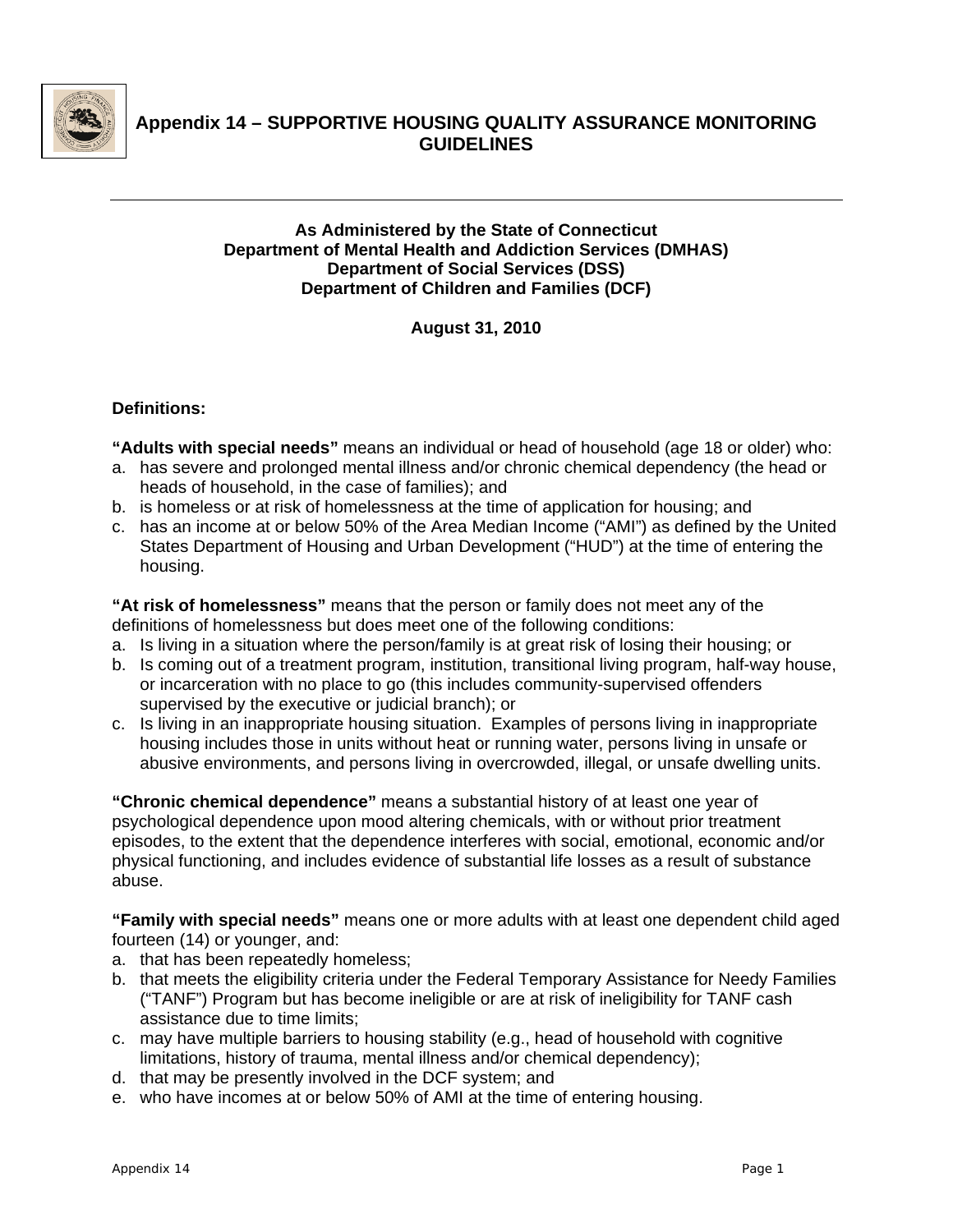# Appendix 14 – SUPPORTIVE HOUSING QUALITY ASSURANCE MONITORING GUIDELINES

**As Administered by the State of Connecticut**
**Department of Mental Health and Addiction Services (DMHAS)**
**Department of Social Services (DSS)**
**Department of Children and Families (DCF)**

**August 31, 2010**

### Definitions:

**"Adults with special needs"** means an individual or head of household (age 18 or older) who:

a. has severe and prolonged mental illness and/or chronic chemical dependency (the head or heads of household, in the case of families); and
b. is homeless or at risk of homelessness at the time of application for housing; and
c. has an income at or below 50% of the Area Median Income ("AMI") as defined by the United States Department of Housing and Urban Development ("HUD") at the time of entering the housing.

**"At risk of homelessness"** means that the person or family does not meet any of the definitions of homelessness but does meet one of the following conditions:

a. Is living in a situation where the person/family is at great risk of losing their housing; or
b. Is coming out of a treatment program, institution, transitional living program, half-way house, or incarceration with no place to go (this includes community-supervised offenders supervised by the executive or judicial branch); or
c. Is living in an inappropriate housing situation. Examples of persons living in inappropriate housing includes those in units without heat or running water, persons living in unsafe or abusive environments, and persons living in overcrowded, illegal, or unsafe dwelling units.

**"Chronic chemical dependence"** means a substantial history of at least one year of psychological dependence upon mood altering chemicals, with or without prior treatment episodes, to the extent that the dependence interferes with social, emotional, economic and/or physical functioning, and includes evidence of substantial life losses as a result of substance abuse.

**"Family with special needs"** means one or more adults with at least one dependent child aged fourteen (14) or younger, and:

a. that has been repeatedly homeless;
b. that meets the eligibility criteria under the Federal Temporary Assistance for Needy Families ("TANF") Program but has become ineligible or are at risk of ineligibility for TANF cash assistance due to time limits;
c. may have multiple barriers to housing stability (e.g., head of household with cognitive limitations, history of trauma, mental illness and/or chemical dependency);
d. that may be presently involved in the DCF system; and
e. who have incomes at or below 50% of AMI at the time of entering housing.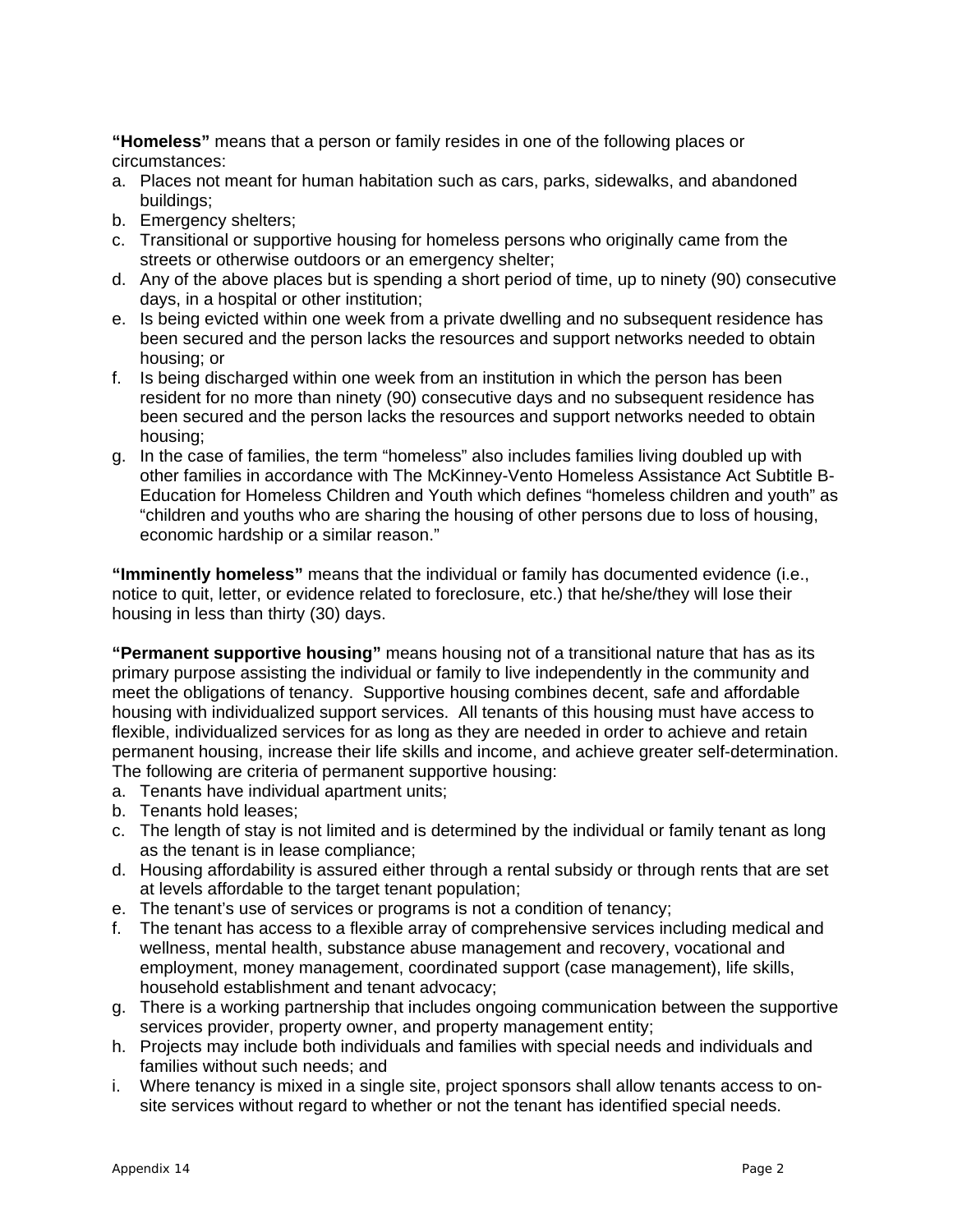**"Homeless"** means that a person or family resides in one of the following places or circumstances:

a. Places not meant for human habitation such as cars, parks, sidewalks, and abandoned buildings;
b. Emergency shelters;
c. Transitional or supportive housing for homeless persons who originally came from the streets or otherwise outdoors or an emergency shelter;
d. Any of the above places but is spending a short period of time, up to ninety (90) consecutive days, in a hospital or other institution;
e. Is being evicted within one week from a private dwelling and no subsequent residence has been secured and the person lacks the resources and support networks needed to obtain housing; or
f. Is being discharged within one week from an institution in which the person has been resident for no more than ninety (90) consecutive days and no subsequent residence has been secured and the person lacks the resources and support networks needed to obtain housing;
g. In the case of families, the term "homeless" also includes families living doubled up with other families in accordance with The McKinney-Vento Homeless Assistance Act Subtitle B-Education for Homeless Children and Youth which defines "homeless children and youth" as "children and youths who are sharing the housing of other persons due to loss of housing, economic hardship or a similar reason."

**"Imminently homeless"** means that the individual or family has documented evidence (i.e., notice to quit, letter, or evidence related to foreclosure, etc.) that he/she/they will lose their housing in less than thirty (30) days.

**"Permanent supportive housing"** means housing not of a transitional nature that has as its primary purpose assisting the individual or family to live independently in the community and meet the obligations of tenancy. Supportive housing combines decent, safe and affordable housing with individualized support services. All tenants of this housing must have access to flexible, individualized services for as long as they are needed in order to achieve and retain permanent housing, increase their life skills and income, and achieve greater self-determination. The following are criteria of permanent supportive housing:

a. Tenants have individual apartment units;
b. Tenants hold leases;
c. The length of stay is not limited and is determined by the individual or family tenant as long as the tenant is in lease compliance;
d. Housing affordability is assured either through a rental subsidy or through rents that are set at levels affordable to the target tenant population;
e. The tenant's use of services or programs is not a condition of tenancy;
f. The tenant has access to a flexible array of comprehensive services including medical and wellness, mental health, substance abuse management and recovery, vocational and employment, money management, coordinated support (case management), life skills, household establishment and tenant advocacy;
g. There is a working partnership that includes ongoing communication between the supportive services provider, property owner, and property management entity;
h. Projects may include both individuals and families with special needs and individuals and families without such needs; and
i. Where tenancy is mixed in a single site, project sponsors shall allow tenants access to on-site services without regard to whether or not the tenant has identified special needs.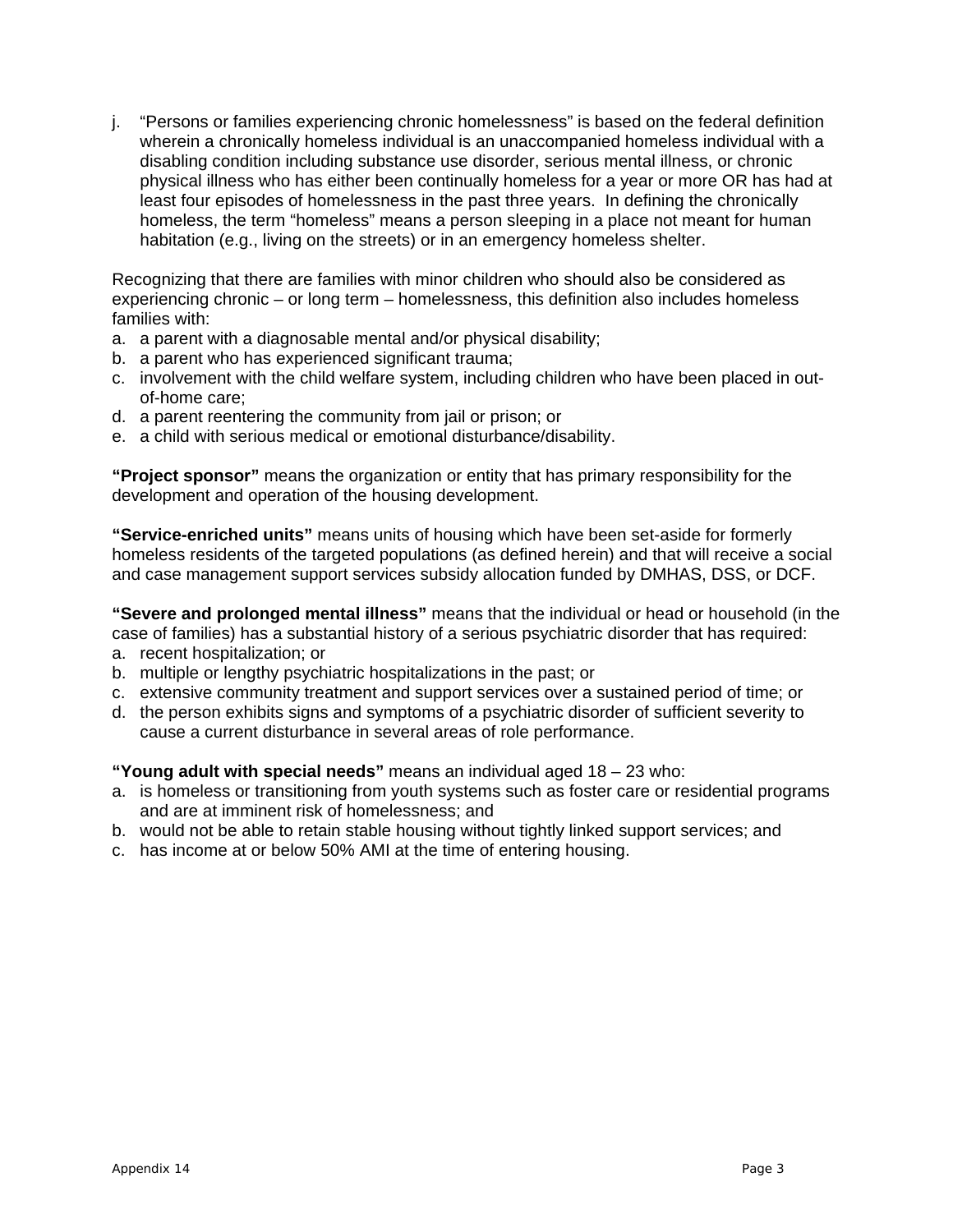j. "Persons or families experiencing chronic homelessness" is based on the federal definition wherein a chronically homeless individual is an unaccompanied homeless individual with a disabling condition including substance use disorder, serious mental illness, or chronic physical illness who has either been continually homeless for a year or more OR has had at least four episodes of homelessness in the past three years. In defining the chronically homeless, the term "homeless" means a person sleeping in a place not meant for human habitation (e.g., living on the streets) or in an emergency homeless shelter.

Recognizing that there are families with minor children who should also be considered as experiencing chronic – or long term – homelessness, this definition also includes homeless families with:

a. a parent with a diagnosable mental and/or physical disability;
b. a parent who has experienced significant trauma;
c. involvement with the child welfare system, including children who have been placed in out-of-home care;
d. a parent reentering the community from jail or prison; or
e. a child with serious medical or emotional disturbance/disability.

**"Project sponsor"** means the organization or entity that has primary responsibility for the development and operation of the housing development.

**"Service-enriched units"** means units of housing which have been set-aside for formerly homeless residents of the targeted populations (as defined herein) and that will receive a social and case management support services subsidy allocation funded by DMHAS, DSS, or DCF.

**"Severe and prolonged mental illness"** means that the individual or head or household (in the case of families) has a substantial history of a serious psychiatric disorder that has required:

a. recent hospitalization; or
b. multiple or lengthy psychiatric hospitalizations in the past; or
c. extensive community treatment and support services over a sustained period of time; or
d. the person exhibits signs and symptoms of a psychiatric disorder of sufficient severity to cause a current disturbance in several areas of role performance.

**"Young adult with special needs"** means an individual aged 18 – 23 who:

a. is homeless or transitioning from youth systems such as foster care or residential programs and are at imminent risk of homelessness; and
b. would not be able to retain stable housing without tightly linked support services; and
c. has income at or below 50% AMI at the time of entering housing.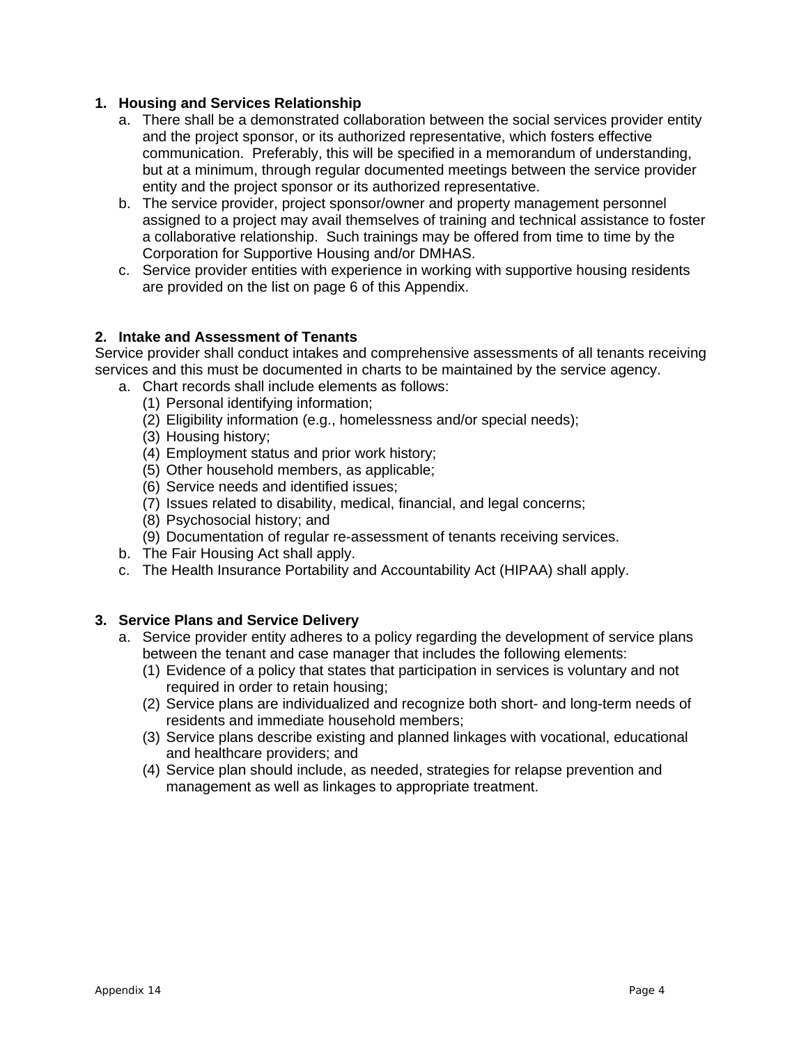## 1. Housing and Services Relationship

a. There shall be a demonstrated collaboration between the social services provider entity and the project sponsor, or its authorized representative, which fosters effective communication. Preferably, this will be specified in a memorandum of understanding, but at a minimum, through regular documented meetings between the service provider entity and the project sponsor or its authorized representative.

b. The service provider, project sponsor/owner and property management personnel assigned to a project may avail themselves of training and technical assistance to foster a collaborative relationship. Such trainings may be offered from time to time by the Corporation for Supportive Housing and/or DMHAS.

c. Service provider entities with experience in working with supportive housing residents are provided on the list on page 6 of this Appendix.

## 2. Intake and Assessment of Tenants

Service provider shall conduct intakes and comprehensive assessments of all tenants receiving services and this must be documented in charts to be maintained by the service agency.

a. Chart records shall include elements as follows:
   (1) Personal identifying information;
   (2) Eligibility information (e.g., homelessness and/or special needs);
   (3) Housing history;
   (4) Employment status and prior work history;
   (5) Other household members, as applicable;
   (6) Service needs and identified issues;
   (7) Issues related to disability, medical, financial, and legal concerns;
   (8) Psychosocial history; and
   (9) Documentation of regular re-assessment of tenants receiving services.

b. The Fair Housing Act shall apply.

c. The Health Insurance Portability and Accountability Act (HIPAA) shall apply.

## 3. Service Plans and Service Delivery

a. Service provider entity adheres to a policy regarding the development of service plans between the tenant and case manager that includes the following elements:
   (1) Evidence of a policy that states that participation in services is voluntary and not required in order to retain housing;
   (2) Service plans are individualized and recognize both short- and long-term needs of residents and immediate household members;
   (3) Service plans describe existing and planned linkages with vocational, educational and healthcare providers; and
   (4) Service plan should include, as needed, strategies for relapse prevention and management as well as linkages to appropriate treatment.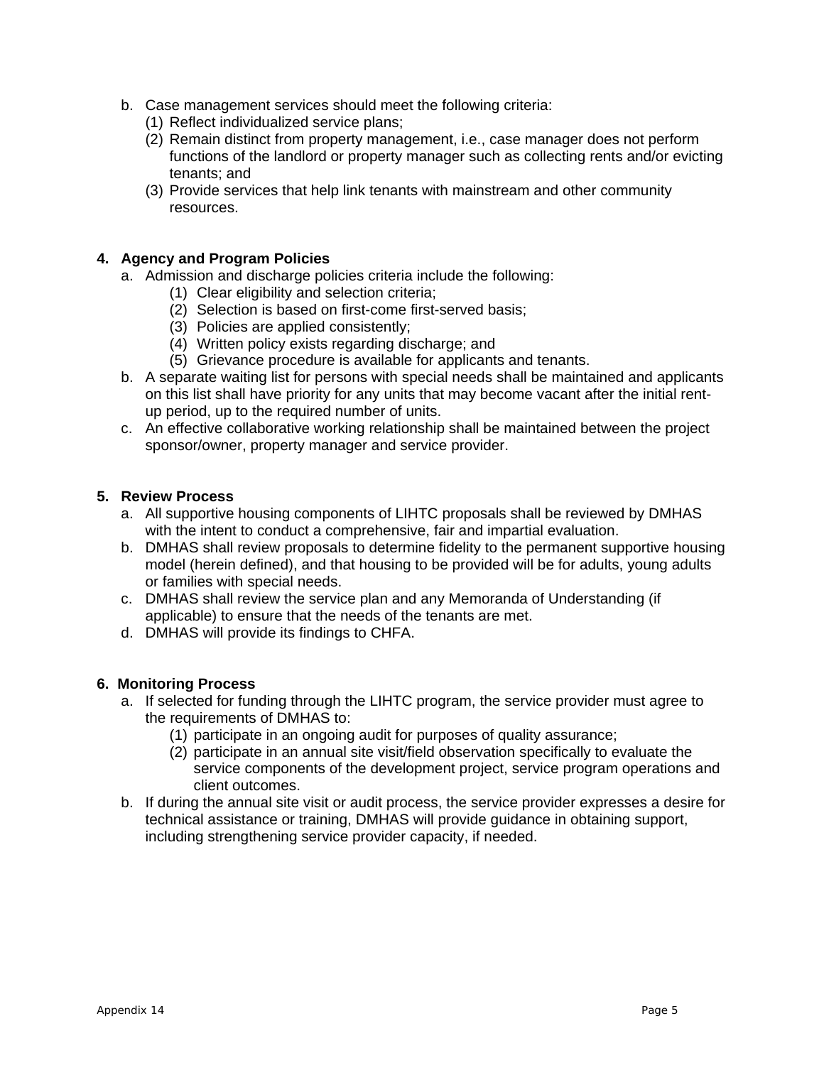b. Case management services should meet the following criteria:
   (1) Reflect individualized service plans;
   (2) Remain distinct from property management, i.e., case manager does not perform functions of the landlord or property manager such as collecting rents and/or evicting tenants; and
   (3) Provide services that help link tenants with mainstream and other community resources.

**4. Agency and Program Policies**

a. Admission and discharge policies criteria include the following:
   (1) Clear eligibility and selection criteria;
   (2) Selection is based on first-come first-served basis;
   (3) Policies are applied consistently;
   (4) Written policy exists regarding discharge; and
   (5) Grievance procedure is available for applicants and tenants.

b. A separate waiting list for persons with special needs shall be maintained and applicants on this list shall have priority for any units that may become vacant after the initial rent-up period, up to the required number of units.

c. An effective collaborative working relationship shall be maintained between the project sponsor/owner, property manager and service provider.

**5. Review Process**

a. All supportive housing components of LIHTC proposals shall be reviewed by DMHAS with the intent to conduct a comprehensive, fair and impartial evaluation.

b. DMHAS shall review proposals to determine fidelity to the permanent supportive housing model (herein defined), and that housing to be provided will be for adults, young adults or families with special needs.

c. DMHAS shall review the service plan and any Memoranda of Understanding (if applicable) to ensure that the needs of the tenants are met.

d. DMHAS will provide its findings to CHFA.

**6. Monitoring Process**

a. If selected for funding through the LIHTC program, the service provider must agree to the requirements of DMHAS to:
   (1) participate in an ongoing audit for purposes of quality assurance;
   (2) participate in an annual site visit/field observation specifically to evaluate the service components of the development project, service program operations and client outcomes.

b. If during the annual site visit or audit process, the service provider expresses a desire for technical assistance or training, DMHAS will provide guidance in obtaining support, including strengthening service provider capacity, if needed.